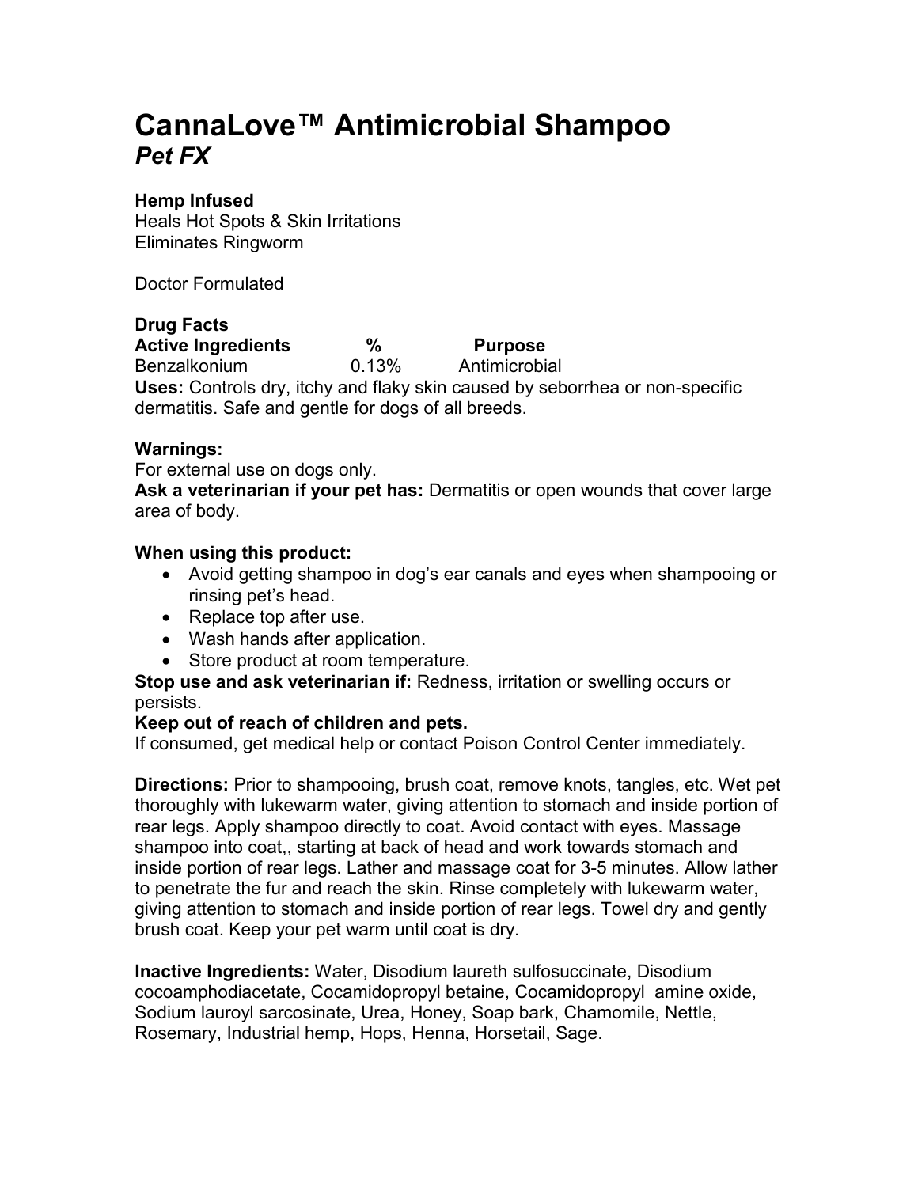# CannaLove™ Antimicrobial Shampoo
## *Pet FX*

**Hemp Infused**
Heals Hot Spots & Skin Irritations
Eliminates Ringworm

Doctor Formulated

**Drug Facts**

| **Active Ingredients** | **%** | **Purpose** |
|---|---|---|
| Benzalkonium | 0.13% | Antimicrobial |

**Uses:** Controls dry, itchy and flaky skin caused by seborrhea or non-specific dermatitis. Safe and gentle for dogs of all breeds.

**Warnings:**
For external use on dogs only.
**Ask a veterinarian if your pet has:** Dermatitis or open wounds that cover large area of body.

**When using this product:**

- Avoid getting shampoo in dog's ear canals and eyes when shampooing or rinsing pet's head.
- Replace top after use.
- Wash hands after application.
- Store product at room temperature.

**Stop use and ask veterinarian if:** Redness, irritation or swelling occurs or persists.
**Keep out of reach of children and pets.**
If consumed, get medical help or contact Poison Control Center immediately.

**Directions:** Prior to shampooing, brush coat, remove knots, tangles, etc. Wet pet thoroughly with lukewarm water, giving attention to stomach and inside portion of rear legs. Apply shampoo directly to coat. Avoid contact with eyes. Massage shampoo into coat,, starting at back of head and work towards stomach and inside portion of rear legs. Lather and massage coat for 3-5 minutes. Allow lather to penetrate the fur and reach the skin. Rinse completely with lukewarm water, giving attention to stomach and inside portion of rear legs. Towel dry and gently brush coat. Keep your pet warm until coat is dry.

**Inactive Ingredients:** Water, Disodium laureth sulfosuccinate, Disodium cocoamphodiacetate, Cocamidopropyl betaine, Cocamidopropyl amine oxide, Sodium lauroyl sarcosinate, Urea, Honey, Soap bark, Chamomile, Nettle, Rosemary, Industrial hemp, Hops, Henna, Horsetail, Sage.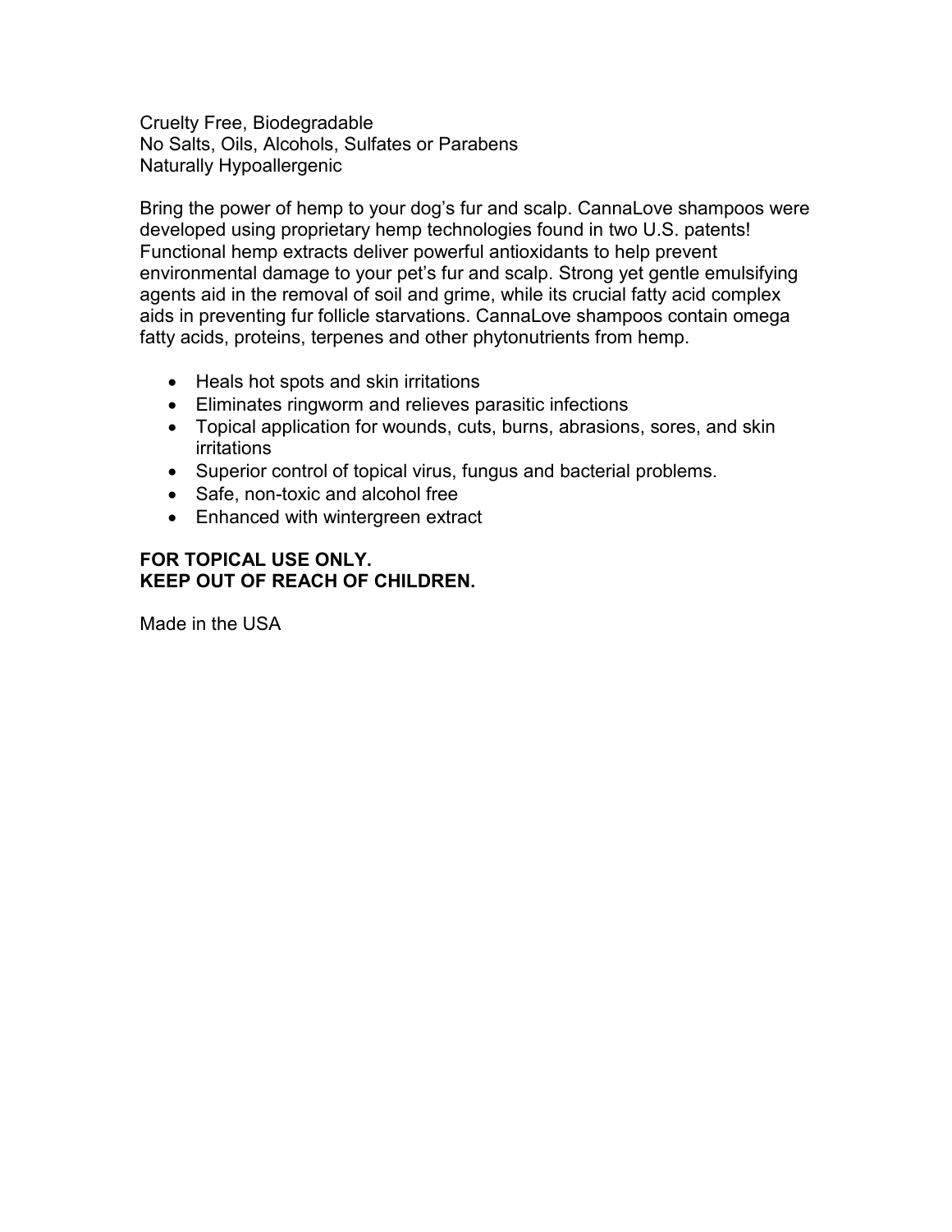Cruelty Free, Biodegradable
No Salts, Oils, Alcohols, Sulfates or Parabens
Naturally Hypoallergenic

Bring the power of hemp to your dog's fur and scalp. CannaLove shampoos were developed using proprietary hemp technologies found in two U.S. patents! Functional hemp extracts deliver powerful antioxidants to help prevent environmental damage to your pet's fur and scalp. Strong yet gentle emulsifying agents aid in the removal of soil and grime, while its crucial fatty acid complex aids in preventing fur follicle starvations. CannaLove shampoos contain omega fatty acids, proteins, terpenes and other phytonutrients from hemp.

- Heals hot spots and skin irritations
- Eliminates ringworm and relieves parasitic infections
- Topical application for wounds, cuts, burns, abrasions, sores, and skin irritations
- Superior control of topical virus, fungus and bacterial problems.
- Safe, non-toxic and alcohol free
- Enhanced with wintergreen extract

**FOR TOPICAL USE ONLY.**
**KEEP OUT OF REACH OF CHILDREN.**

Made in the USA